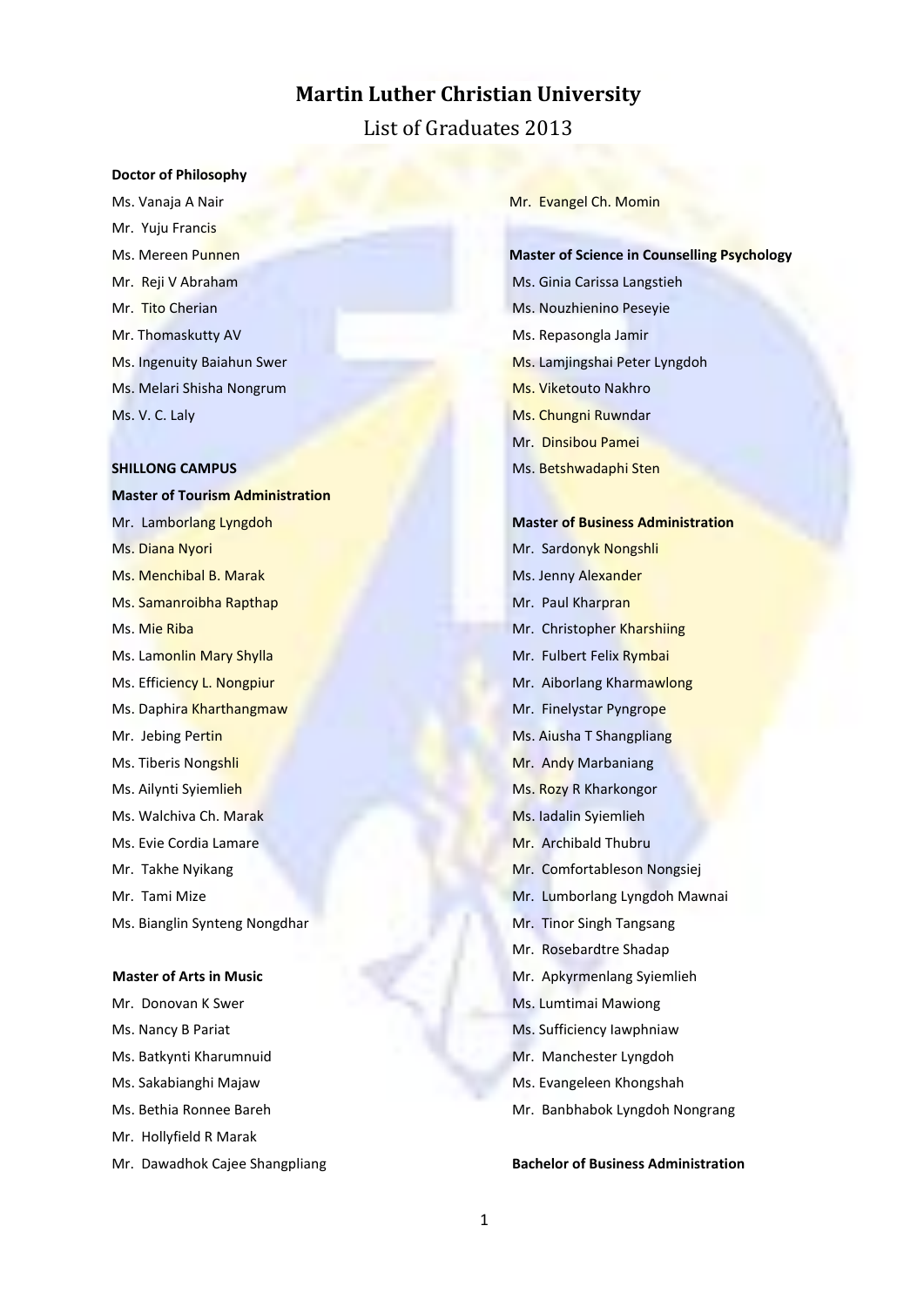# Martin Luther Christian University

## List of Graduates 2013

**Doctor of Philosophy**

Ms. Vanaja A Nair
Mr. Yuju Francis
Ms. Mereen Punnen
Mr. Reji V Abraham
Mr. Tito Cherian
Mr. Thomaskutty AV
Ms. Ingenuity Baiahun Swer
Ms. Melari Shisha Nongrum
Ms. V. C. Laly
Mr. Evangel Ch. Momin

**SHILLONG CAMPUS**

**Master of Tourism Administration**

Mr. Lamborlang Lyngdoh
Ms. Diana Nyori
Ms. Menchibal B. Marak
Ms. Samanroibha Rapthap
Ms. Mie Riba
Ms. Lamonlin Mary Shylla
Ms. Efficiency L. Nongpiur
Ms. Daphira Kharthangmaw
Mr. Jebing Pertin
Ms. Tiberis Nongshli
Ms. Ailynti Syiemlieh
Ms. Walchiva Ch. Marak
Ms. Evie Cordia Lamare
Mr. Takhe Nyikang
Mr. Tami Mize
Ms. Bianglin Synteng Nongdhar

**Master of Arts in Music**

Mr. Donovan K Swer
Ms. Nancy B Pariat
Ms. Batkynti Kharumnuid
Ms. Sakabianghi Majaw
Ms. Bethia Ronnee Bareh
Mr. Hollyfield R Marak
Mr. Dawadhok Cajee Shangpliang

**Master of Science in Counselling Psychology**

Ms. Ginia Carissa Langstieh
Ms. Nouzhienino Peseyie
Ms. Repasongla Jamir
Ms. Lamjingshai Peter Lyngdoh
Ms. Viketouto Nakhro
Ms. Chungni Ruwndar
Mr. Dinsibou Pamei
Ms. Betshwadaphi Sten

**Master of Business Administration**

Mr. Sardonyk Nongshli
Ms. Jenny Alexander
Mr. Paul Kharpran
Mr. Christopher Kharshiing
Mr. Fulbert Felix Rymbai
Mr. Aiborlang Kharmawlong
Mr. Finelystar Pyngrope
Ms. Aiusha T Shangpliang
Mr. Andy Marbaniang
Ms. Rozy R Kharkongor
Ms. Iadalin Syiemlieh
Mr. Archibald Thubru
Mr. Comfortableson Nongsiej
Mr. Lumborlang Lyngdoh Mawnai
Mr. Tinor Singh Tangsang
Mr. Rosebardtre Shadap
Mr. Apkyrmenlang Syiemlieh
Ms. Lumtimai Mawiong
Ms. Sufficiency Iawphniaw
Mr. Manchester Lyngdoh
Ms. Evangeleen Khongshah
Mr. Banbhabok Lyngdoh Nongrang

**Bachelor of Business Administration**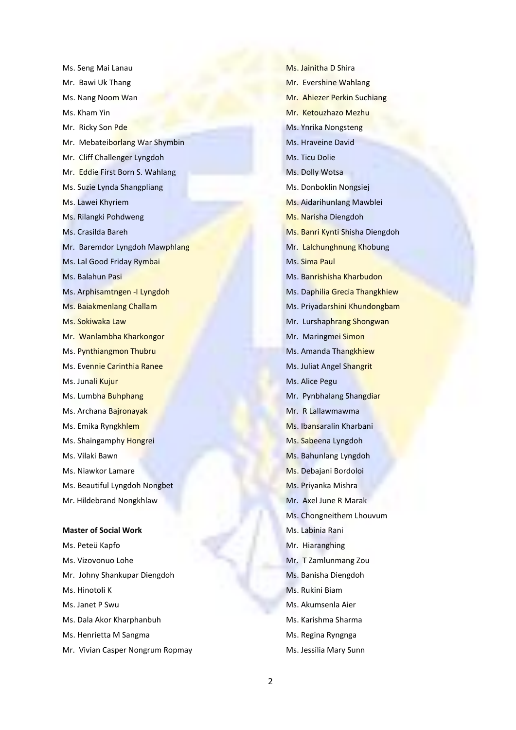Ms. Seng Mai Lanau

Mr. Bawi Uk Thang

Ms. Nang Noom Wan

Ms. Kham Yin

Mr. Ricky Son Pde

Mr. Mebateiborlang War Shymbin

Mr. Cliff Challenger Lyngdoh

Mr. Eddie First Born S. Wahlang

Ms. Suzie Lynda Shangpliang

Ms. Lawei Khyriem

Ms. Rilangki Pohdweng

Ms. Crasilda Bareh

Mr. Baremdor Lyngdoh Mawphlang

Ms. Lal Good Friday Rymbai

Ms. Balahun Pasi

Ms. Arphisamtngen -I Lyngdoh

Ms. Baiakmenlang Challam

Ms. Sokiwaka Law

Mr. Wanlambha Kharkongor

Ms. Pynthiangmon Thubru

Ms. Evennie Carinthia Ranee

Ms. Junali Kujur

Ms. Lumbha Buhphang

Ms. Archana Bajronayak

Ms. Emika Ryngkhlem

Ms. Shaingamphy Hongrei

Ms. Vilaki Bawn

Ms. Niawkor Lamare

Ms. Beautiful Lyngdoh Nongbet

Mr. Hildebrand Nongkhlaw

**Master of Social Work**

Ms. Peteü Kapfo

Ms. Vizovonuo Lohe

Mr. Johny Shankupar Diengdoh

Ms. Hinotoli K

Ms. Janet P Swu

Ms. Dala Akor Kharphanbuh

Ms. Henrietta M Sangma

Mr. Vivian Casper Nongrum Ropmay

Ms. Jainitha D Shira

Mr. Evershine Wahlang

Mr. Ahiezer Perkin Suchiang

Mr. Ketouzhazo Mezhu

Ms. Ynrika Nongsteng

Ms. Hraveine David

Ms. Ticu Dolie

Ms. Dolly Wotsa

Ms. Donboklin Nongsiej

Ms. Aidarihunlang Mawblei

Ms. Narisha Diengdoh

Ms. Banri Kynti Shisha Diengdoh

Mr. Lalchunghnung Khobung

Ms. Sima Paul

Ms. Banrishisha Kharbudon

Ms. Daphilia Grecia Thangkhiew

Ms. Priyadarshini Khundongbam

Mr. Lurshaphrang Shongwan

Mr. Maringmei Simon

Ms. Amanda Thangkhiew

Ms. Juliat Angel Shangrit

Ms. Alice Pegu

Mr. Pynbhalang Shangdiar

Mr. R Lallawmawma

Ms. Ibansaralin Kharbani

Ms. Sabeena Lyngdoh

Ms. Bahunlang Lyngdoh

Ms. Debajani Bordoloi

Ms. Priyanka Mishra

Mr. Axel June R Marak

Ms. Chongneithem Lhouvum

Ms. Labinia Rani

Mr. Hiaranghing

Mr. T Zamlunmang Zou

Ms. Banisha Diengdoh

Ms. Rukini Biam

Ms. Akumsenla Aier

Ms. Karishma Sharma

Ms. Regina Ryngnga

Ms. Jessilia Mary Sunn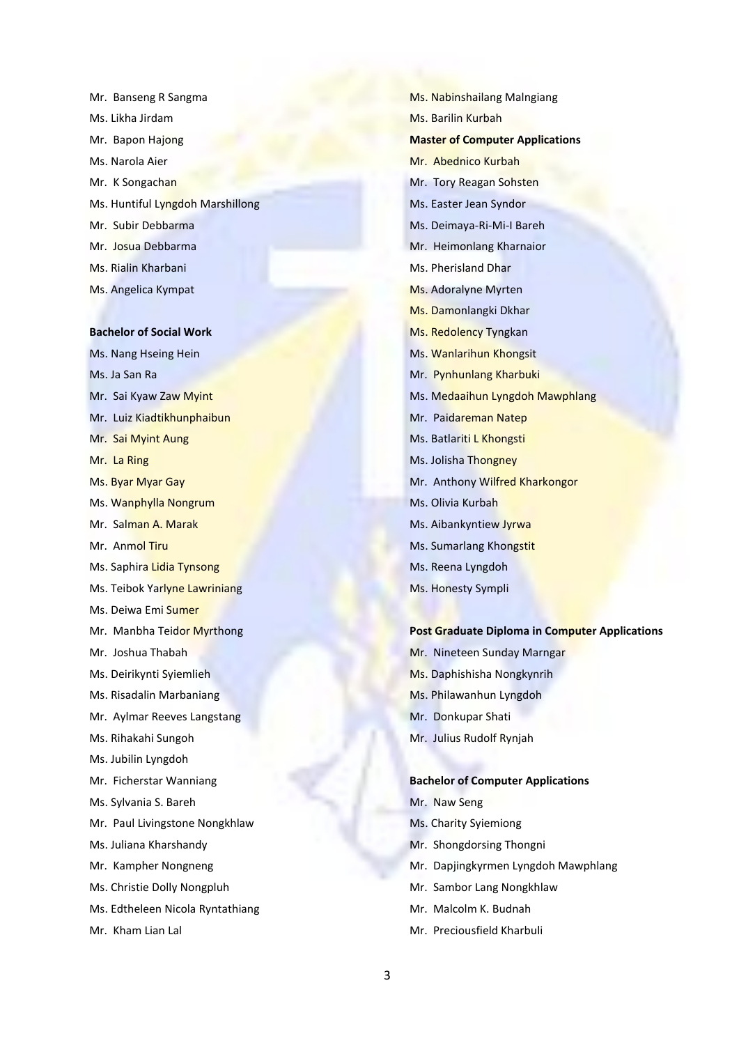Mr. Banseng R Sangma

Ms. Likha Jirdam

Mr. Bapon Hajong

Ms. Narola Aier

Mr. K Songachan

Ms. Huntiful Lyngdoh Marshillong

Mr. Subir Debbarma

Mr. Josua Debbarma

Ms. Rialin Kharbani

Ms. Angelica Kympat

**Bachelor of Social Work**

Ms. Nang Hseing Hein

Ms. Ja San Ra

Mr. Sai Kyaw Zaw Myint

Mr. Luiz Kiadtikhunphaibun

Mr. Sai Myint Aung

Mr. La Ring

Ms. Byar Myar Gay

Ms. Wanphylla Nongrum

Mr. Salman A. Marak

Mr. Anmol Tiru

Ms. Saphira Lidia Tynsong

Ms. Teibok Yarlyne Lawriniang

Ms. Deiwa Emi Sumer

Mr. Manbha Teidor Myrthong

Mr. Joshua Thabah

Ms. Deirikynti Syiemlieh

Ms. Risadalin Marbaniang

Mr. Aylmar Reeves Langstang

Ms. Rihakahi Sungoh

Ms. Jubilin Lyngdoh

Mr. Ficherstar Wanniang

Ms. Sylvania S. Bareh

Mr. Paul Livingstone Nongkhlaw

Ms. Juliana Kharshandy

Mr. Kampher Nongneng

Ms. Christie Dolly Nongpluh

Ms. Edtheleen Nicola Ryntathiang

Mr. Kham Lian Lal

Ms. Nabinshailang Malngiang

Ms. Barilin Kurbah

**Master of Computer Applications**

Mr. Abednico Kurbah

Mr. Tory Reagan Sohsten

Ms. Easter Jean Syndor

Ms. Deimaya-Ri-Mi-I Bareh

Mr. Heimonlang Kharnaior

Ms. Pherisland Dhar

Ms. Adoralyne Myrten

Ms. Damonlangki Dkhar

Ms. Redolency Tyngkan

Ms. Wanlarihun Khongsit

Mr. Pynhunlang Kharbuki

Ms. Medaaihun Lyngdoh Mawphlang

Mr. Paidareman Natep

Ms. Batlariti L Khongsti

Ms. Jolisha Thongney

Mr. Anthony Wilfred Kharkongor

Ms. Olivia Kurbah

Ms. Aibankyntiew Jyrwa

Ms. Sumarlang Khongstit

Ms. Reena Lyngdoh

Ms. Honesty Sympli

**Post Graduate Diploma in Computer Applications**

Mr. Nineteen Sunday Marngar

Ms. Daphishisha Nongkynrih

Ms. Philawanhun Lyngdoh

Mr. Donkupar Shati

Mr. Julius Rudolf Rynjah

**Bachelor of Computer Applications**

Mr. Naw Seng

Ms. Charity Syiemiong

Mr. Shongdorsing Thongni

Mr. Dapjingkyrmen Lyngdoh Mawphlang

Mr. Sambor Lang Nongkhlaw

Mr. Malcolm K. Budnah

Mr. Preciousfield Kharbuli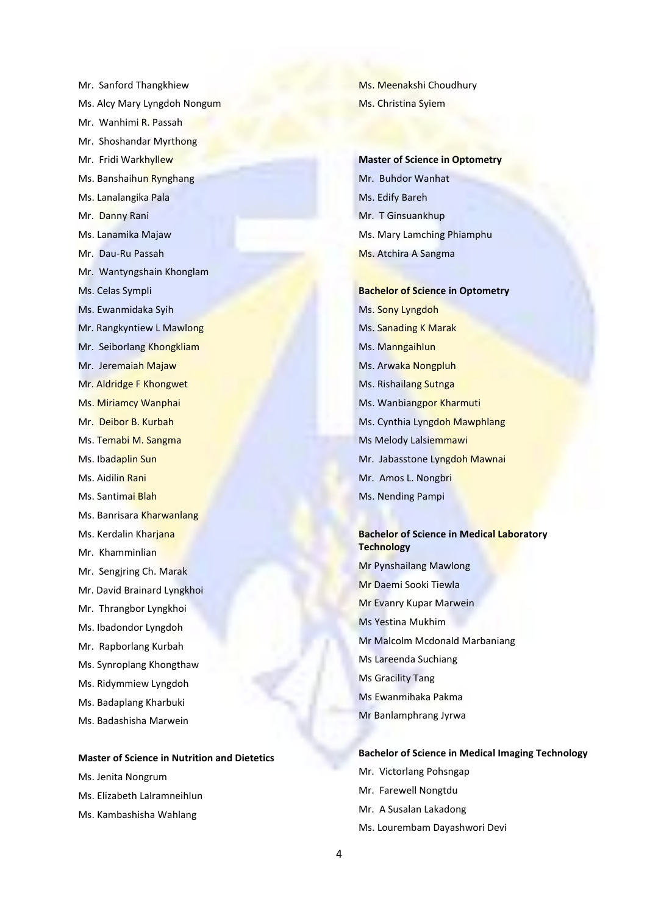Mr. Sanford Thangkhiew

Ms. Alcy Mary Lyngdoh Nongum

Mr. Wanhimi R. Passah

Mr. Shoshandar Myrthong

Mr. Fridi Warkhyllew

Ms. Banshaihun Rynghang

Ms. Lanalangika Pala

Mr. Danny Rani

Ms. Lanamika Majaw

Mr. Dau-Ru Passah

Mr. Wantyngshain Khonglam

Ms. Celas Sympli

Ms. Ewanmidaka Syih

Mr. Rangkyntiew L Mawlong

Mr. Seiborlang Khongkliam

Mr. Jeremaiah Majaw

Mr. Aldridge F Khongwet

Ms. Miriamcy Wanphai

Mr. Deibor B. Kurbah

Ms. Temabi M. Sangma

Ms. Ibadaplin Sun

Ms. Aidilin Rani

Ms. Santimai Blah

Ms. Banrisara Kharwanlang

Ms. Kerdalin Kharjana

Mr. Khamminlian

Mr. Sengjring Ch. Marak

Mr. David Brainard Lyngkhoi

Mr. Thrangbor Lyngkhoi

Ms. Ibadondor Lyngdoh

Mr. Rapborlang Kurbah

Ms. Synroplang Khongthaw

Ms. Ridymmiew Lyngdoh

Ms. Badaplang Kharbuki

Ms. Badashisha Marwein

**Master of Science in Nutrition and Dietetics**

Ms. Jenita Nongrum

Ms. Elizabeth Lalramneihlun

Ms. Kambashisha Wahlang

Ms. Meenakshi Choudhury

Ms. Christina Syiem

**Master of Science in Optometry**

Mr. Buhdor Wanhat

Ms. Edify Bareh

Mr. T Ginsuankhup

Ms. Mary Lamching Phiamphu

Ms. Atchira A Sangma

**Bachelor of Science in Optometry**

Ms. Sony Lyngdoh

Ms. Sanading K Marak

Ms. Manngaihlun

Ms. Arwaka Nongpluh

Ms. Rishailang Sutnga

Ms. Wanbiangpor Kharmuti

Ms. Cynthia Lyngdoh Mawphlang

Ms Melody Lalsiemmawi

Mr. Jabasstone Lyngdoh Mawnai

Mr. Amos L. Nongbri

Ms. Nending Pampi

**Bachelor of Science in Medical Laboratory Technology**

Mr Pynshailang Mawlong

Mr Daemi Sooki Tiewla

Mr Evanry Kupar Marwein

Ms Yestina Mukhim

Mr Malcolm Mcdonald Marbaniang

Ms Lareenda Suchiang

Ms Gracility Tang

Ms Ewanmihaka Pakma

Mr Banlamphrang Jyrwa

**Bachelor of Science in Medical Imaging Technology**

Mr. Victorlang Pohsngap

Mr. Farewell Nongtdu

Mr. A Susalan Lakadong

Ms. Lourembam Dayashwori Devi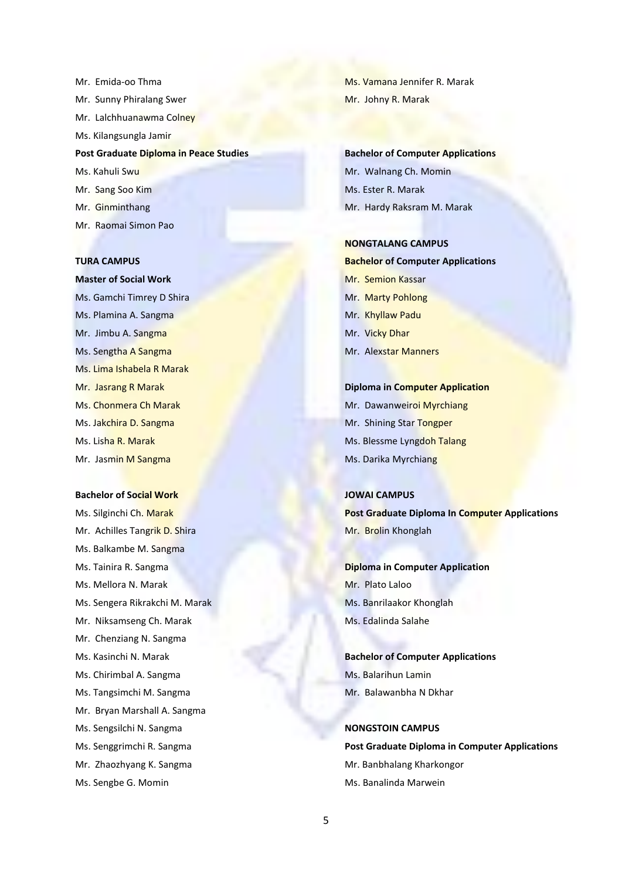Mr. Emida-oo Thma

Mr. Sunny Phiralang Swer

Mr. Lalchhuanawma Colney

Ms. Kilangsungla Jamir

**Post Graduate Diploma in Peace Studies**

Ms. Kahuli Swu

Mr. Sang Soo Kim

Mr. Ginminthang

Mr. Raomai Simon Pao

**TURA CAMPUS**

**Master of Social Work**

Ms. Gamchi Timrey D Shira

Ms. Plamina A. Sangma

Mr. Jimbu A. Sangma

Ms. Sengtha A Sangma

Ms. Lima Ishabela R Marak

Mr. Jasrang R Marak

Ms. Chonmera Ch Marak

Ms. Jakchira D. Sangma

Ms. Lisha R. Marak

Mr. Jasmin M Sangma

**Bachelor of Social Work**

Ms. Silginchi Ch. Marak

Mr. Achilles Tangrik D. Shira

Ms. Balkambe M. Sangma

Ms. Tainira R. Sangma

Ms. Mellora N. Marak

Ms. Sengera Rikrakchi M. Marak

Mr. Niksamseng Ch. Marak

Mr. Chenziang N. Sangma

Ms. Kasinchi N. Marak

Ms. Chirimbal A. Sangma

Ms. Tangsimchi M. Sangma

Mr. Bryan Marshall A. Sangma

Ms. Sengsilchi N. Sangma

Ms. Senggrimchi R. Sangma

Mr. Zhaozhyang K. Sangma

Ms. Sengbe G. Momin

Ms. Vamana Jennifer R. Marak

Mr. Johny R. Marak

**Bachelor of Computer Applications**

Mr. Walnang Ch. Momin

Ms. Ester R. Marak

Mr. Hardy Raksram M. Marak

**NONGTALANG CAMPUS**

**Bachelor of Computer Applications**

Mr. Semion Kassar

Mr. Marty Pohlong

Mr. Khyllaw Padu

Mr. Vicky Dhar

Mr. Alexstar Manners

**Diploma in Computer Application**

Mr. Dawanweiroi Myrchiang

Mr. Shining Star Tongper

Ms. Blessme Lyngdoh Talang

Ms. Darika Myrchiang

**JOWAI CAMPUS**

**Post Graduate Diploma In Computer Applications**

Mr. Brolin Khonglah

**Diploma in Computer Application**

Mr. Plato Laloo

Ms. Banrilaakor Khonglah

Ms. Edalinda Salahe

**Bachelor of Computer Applications**

Ms. Balarihun Lamin

Mr. Balawanbha N Dkhar

**NONGSTOIN CAMPUS**

**Post Graduate Diploma in Computer Applications**

Mr. Banbhalang Kharkongor

Ms. Banalinda Marwein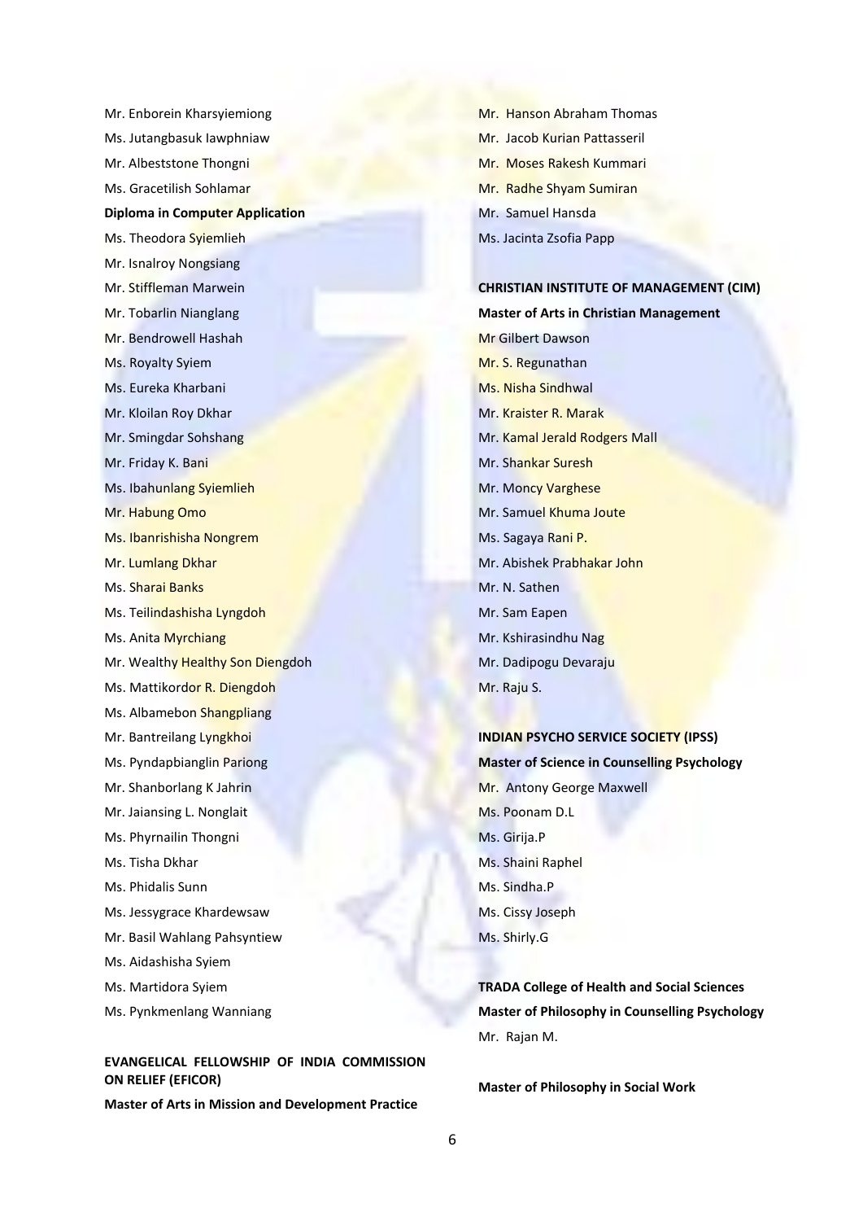Mr. Enborein Kharsyiemiong

Ms. Jutangbasuk Iawphniaw

Mr. Albeststone Thongni

Ms. Gracetilish Sohlamar

**Diploma in Computer Application**

Ms. Theodora Syiemlieh

Mr. Isnalroy Nongsiang

Mr. Stiffleman Marwein

Mr. Tobarlin Nianglang

Mr. Bendrowell Hashah

Ms. Royalty Syiem

Ms. Eureka Kharbani

Mr. Kloilan Roy Dkhar

Mr. Smingdar Sohshang

Mr. Friday K. Bani

Ms. Ibahunlang Syiemlieh

Mr. Habung Omo

Ms. Ibanrishisha Nongrem

Mr. Lumlang Dkhar

Ms. Sharai Banks

Ms. Teilindashisha Lyngdoh

Ms. Anita Myrchiang

Mr. Wealthy Healthy Son Diengdoh

Ms. Mattikordor R. Diengdoh

Ms. Albamebon Shangpliang

Mr. Bantreilang Lyngkhoi

Ms. Pyndapbianglin Pariong

Mr. Shanborlang K Jahrin

Mr. Jaiansing L. Nonglait

Ms. Phyrnailin Thongni

Ms. Tisha Dkhar

Ms. Phidalis Sunn

Ms. Jessygrace Khardewsaw

Mr. Basil Wahlang Pahsyntiew

Ms. Aidashisha Syiem

Ms. Martidora Syiem

Ms. Pynkmenlang Wanniang

**EVANGELICAL FELLOWSHIP OF INDIA COMMISSION ON RELIEF (EFICOR)**

**Master of Arts in Mission and Development Practice**

Mr. Hanson Abraham Thomas

Mr. Jacob Kurian Pattasseril

Mr. Moses Rakesh Kummari

Mr. Radhe Shyam Sumiran

Mr. Samuel Hansda

Ms. Jacinta Zsofia Papp

**CHRISTIAN INSTITUTE OF MANAGEMENT (CIM)**

**Master of Arts in Christian Management**

Mr Gilbert Dawson

Mr. S. Regunathan

Ms. Nisha Sindhwal

Mr. Kraister R. Marak

Mr. Kamal Jerald Rodgers Mall

Mr. Shankar Suresh

Mr. Moncy Varghese

Mr. Samuel Khuma Joute

Ms. Sagaya Rani P.

Mr. Abishek Prabhakar John

Mr. N. Sathen

Mr. Sam Eapen

Mr. Kshirasindhu Nag

Mr. Dadipogu Devaraju

Mr. Raju S.

**INDIAN PSYCHO SERVICE SOCIETY (IPSS)**

**Master of Science in Counselling Psychology**

Mr. Antony George Maxwell

Ms. Poonam D.L

Ms. Girija.P

Ms. Shaini Raphel

Ms. Sindha.P

Ms. Cissy Joseph

Ms. Shirly.G

**TRADA College of Health and Social Sciences**

**Master of Philosophy in Counselling Psychology**

Mr. Rajan M.

**Master of Philosophy in Social Work**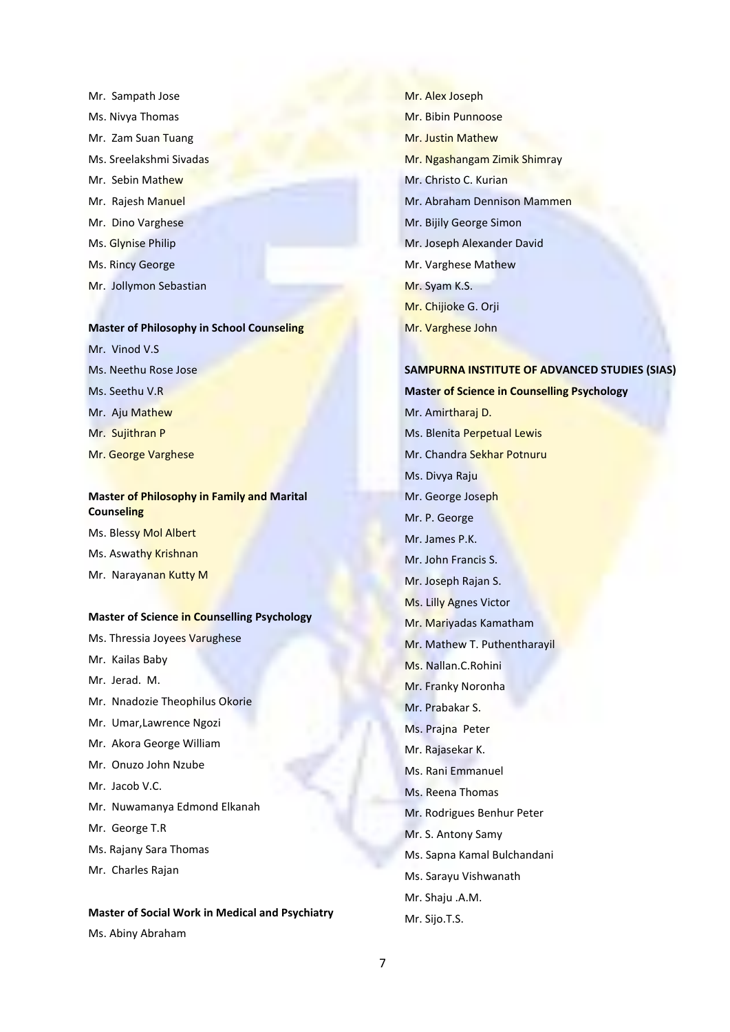Mr. Sampath Jose

Ms. Nivya Thomas

Mr. Zam Suan Tuang

Ms. Sreelakshmi Sivadas

Mr. Sebin Mathew

Mr. Rajesh Manuel

Mr. Dino Varghese

Ms. Glynise Philip

Ms. Rincy George

Mr. Jollymon Sebastian

**Master of Philosophy in School Counseling**

Mr. Vinod V.S

Ms. Neethu Rose Jose

Ms. Seethu V.R

Mr. Aju Mathew

Mr. Sujithran P

Mr. George Varghese

**Master of Philosophy in Family and Marital Counseling**

Ms. Blessy Mol Albert

Ms. Aswathy Krishnan

Mr. Narayanan Kutty M

**Master of Science in Counselling Psychology**

Ms. Thressia Joyees Varughese

Mr. Kailas Baby

Mr. Jerad. M.

Mr. Nnadozie Theophilus Okorie

Mr. Umar,Lawrence Ngozi

Mr. Akora George William

Mr. Onuzo John Nzube

Mr. Jacob V.C.

Mr. Nuwamanya Edmond Elkanah

Mr. George T.R

Ms. Rajany Sara Thomas

Mr. Charles Rajan

**Master of Social Work in Medical and Psychiatry**

Ms. Abiny Abraham

Mr. Alex Joseph

Mr. Bibin Punnoose

Mr. Justin Mathew

Mr. Ngashangam Zimik Shimray

Mr. Christo C. Kurian

Mr. Abraham Dennison Mammen

Mr. Bijily George Simon

Mr. Joseph Alexander David

Mr. Varghese Mathew

Mr. Syam K.S.

Mr. Chijioke G. Orji

Mr. Varghese John

**SAMPURNA INSTITUTE OF ADVANCED STUDIES (SIAS)**

**Master of Science in Counselling Psychology**

Mr. Amirtharaj D.

Ms. Blenita Perpetual Lewis

Mr. Chandra Sekhar Potnuru

Ms. Divya Raju

Mr. George Joseph

Mr. P. George

Mr. James P.K.

Mr. John Francis S.

Mr. Joseph Rajan S.

Ms. Lilly Agnes Victor

Mr. Mariyadas Kamatham

Mr. Mathew T. Puthentharayil

Ms. Nallan.C.Rohini

Mr. Franky Noronha

Mr. Prabakar S.

Ms. Prajna Peter

Mr. Rajasekar K.

Ms. Rani Emmanuel

Ms. Reena Thomas

Mr. Rodrigues Benhur Peter

Mr. S. Antony Samy

Ms. Sapna Kamal Bulchandani

Ms. Sarayu Vishwanath

Mr. Shaju .A.M.

Mr. Sijo.T.S.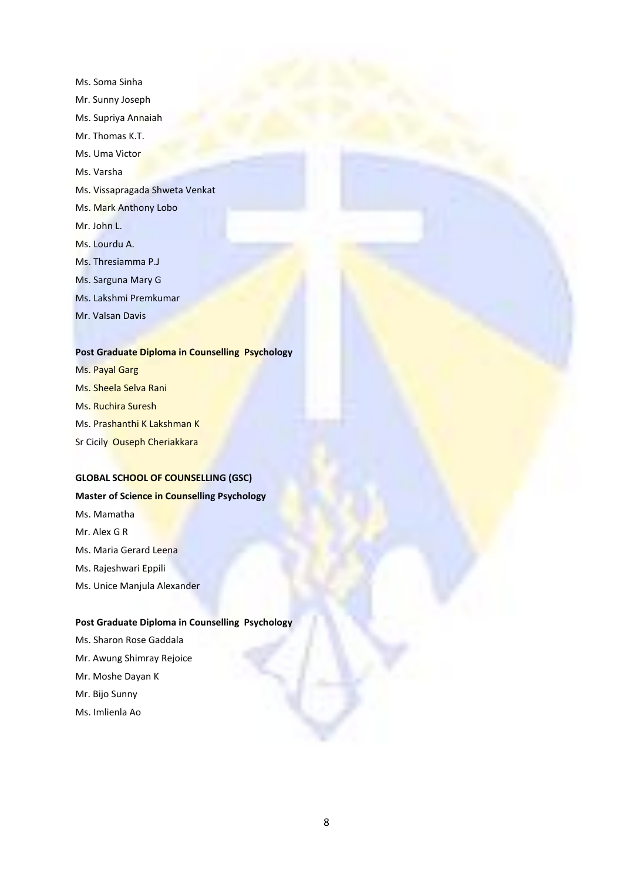Ms. Soma Sinha

Mr. Sunny Joseph

Ms. Supriya Annaiah

Mr. Thomas K.T.

Ms. Uma Victor

Ms. Varsha

Ms. Vissapragada Shweta Venkat

Ms. Mark Anthony Lobo

Mr. John L.

Ms. Lourdu A.

Ms. Thresiamma P.J

Ms. Sarguna Mary G

Ms. Lakshmi Premkumar

Mr. Valsan Davis

**Post Graduate Diploma in Counselling Psychology**

Ms. Payal Garg

Ms. Sheela Selva Rani

Ms. Ruchira Suresh

Ms. Prashanthi K Lakshman K

Sr Cicily Ouseph Cheriakkara

**GLOBAL SCHOOL OF COUNSELLING (GSC)**

**Master of Science in Counselling Psychology**

Ms. Mamatha

Mr. Alex G R

Ms. Maria Gerard Leena

Ms. Rajeshwari Eppili

Ms. Unice Manjula Alexander

**Post Graduate Diploma in Counselling Psychology**

Ms. Sharon Rose Gaddala

Mr. Awung Shimray Rejoice

Mr. Moshe Dayan K

Mr. Bijo Sunny

Ms. Imlienla Ao